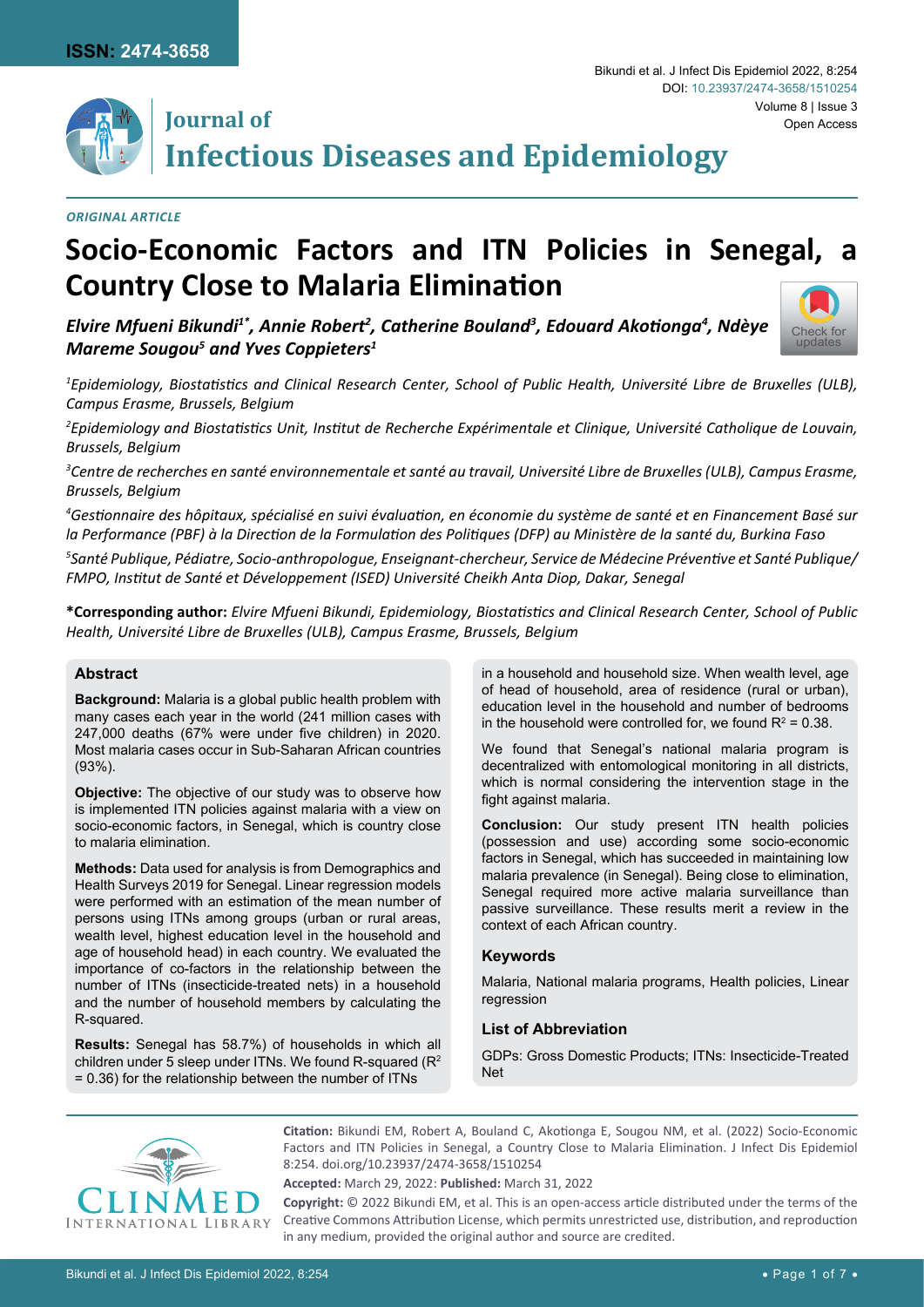ORIGINAL ARTICLE

# Socio-Economic Factors and ITN Policies in Senegal, a Country Close to Malaria Elimination

***Elvire Mfueni Bikundi[1*], Annie Robert[2], Catherine Bouland[3], Edouard Akotionga[4], Ndèye Mareme Sougou[5] and Yves Coppieters[1]***

*[1]Epidemiology, Biostatistics and Clinical Research Center, School of Public Health, Université Libre de Bruxelles (ULB), Campus Erasme, Brussels, Belgium*

*[2]Epidemiology and Biostatistics Unit, Institut de Recherche Expérimentale et Clinique, Université Catholique de Louvain, Brussels, Belgium*

*[3]Centre de recherches en santé environnementale et santé au travail, Université Libre de Bruxelles (ULB), Campus Erasme, Brussels, Belgium*

*[4]Gestionnaire des hôpitaux, spécialisé en suivi évaluation, en économie du système de santé et en Financement Basé sur la Performance (PBF) à la Direction de la Formulation des Politiques (DFP) au Ministère de la santé du, Burkina Faso*

*[5]Santé Publique, Pédiatre, Socio-anthropologue, Enseignant-chercheur, Service de Médecine Préventive et Santé Publique/FMPO, Institut de Santé et Développement (ISED) Université Cheikh Anta Diop, Dakar, Senegal*

**\*Corresponding author:** *Elvire Mfueni Bikundi, Epidemiology, Biostatistics and Clinical Research Center, School of Public Health, Université Libre de Bruxelles (ULB), Campus Erasme, Brussels, Belgium*

## Abstract

**Background:** Malaria is a global public health problem with many cases each year in the world (241 million cases with 247,000 deaths (67% were under five children) in 2020. Most malaria cases occur in Sub-Saharan African countries (93%).

**Objective:** The objective of our study was to observe how is implemented ITN policies against malaria with a view on socio-economic factors, in Senegal, which is country close to malaria elimination.

**Methods:** Data used for analysis is from Demographics and Health Surveys 2019 for Senegal. Linear regression models were performed with an estimation of the mean number of persons using ITNs among groups (urban or rural areas, wealth level, highest education level in the household and age of household head) in each country. We evaluated the importance of co-factors in the relationship between the number of ITNs (insecticide-treated nets) in a household and the number of household members by calculating the R-squared.

**Results:** Senegal has 58.7%) of households in which all children under 5 sleep under ITNs. We found R-squared ($R^2$ = 0.36) for the relationship between the number of ITNs in a household and household size. When wealth level, age of head of household, area of residence (rural or urban), education level in the household and number of bedrooms in the household were controlled for, we found $R^2$ = 0.38.

We found that Senegal's national malaria program is decentralized with entomological monitoring in all districts, which is normal considering the intervention stage in the fight against malaria.

**Conclusion:** Our study present ITN health policies (possession and use) according some socio-economic factors in Senegal, which has succeeded in maintaining low malaria prevalence (in Senegal). Being close to elimination, Senegal required more active malaria surveillance than passive surveillance. These results merit a review in the context of each African country.

## Keywords

Malaria, National malaria programs, Health policies, Linear regression

## List of Abbreviation

GDPs: Gross Domestic Products; ITNs: Insecticide-Treated Net

**Citation:** Bikundi EM, Robert A, Bouland C, Akotionga E, Sougou NM, et al. (2022) Socio-Economic Factors and ITN Policies in Senegal, a Country Close to Malaria Elimination. J Infect Dis Epidemiol 8:254. doi.org/10.23937/2474-3658/1510254

**Accepted:** March 29, 2022: **Published:** March 31, 2022

**Copyright:** © 2022 Bikundi EM, et al. This is an open-access article distributed under the terms of the Creative Commons Attribution License, which permits unrestricted use, distribution, and reproduction in any medium, provided the original author and source are credited.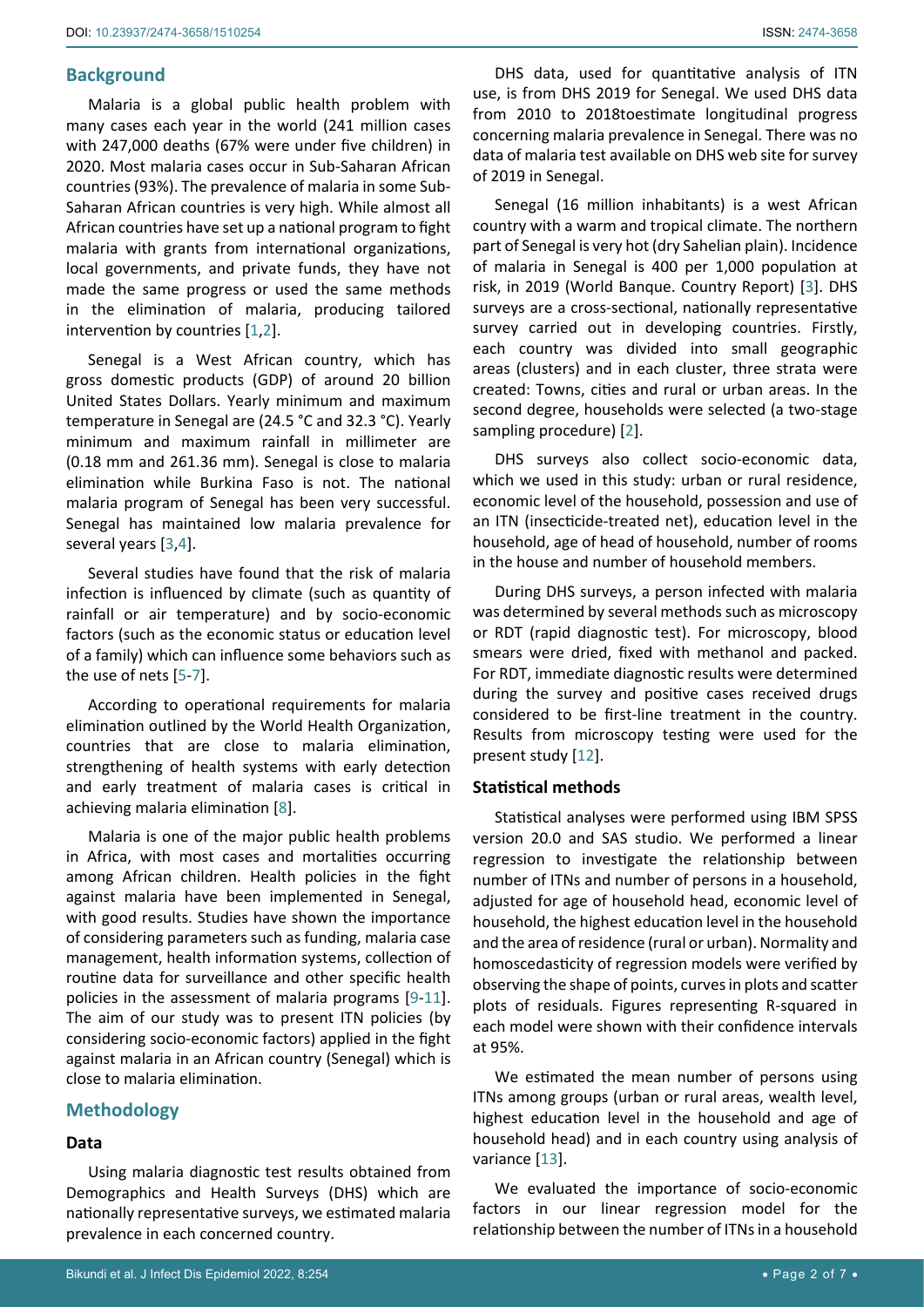## Background

Malaria is a global public health problem with many cases each year in the world (241 million cases with 247,000 deaths (67% were under five children) in 2020. Most malaria cases occur in Sub-Saharan African countries (93%). The prevalence of malaria in some Sub-Saharan African countries is very high. While almost all African countries have set up a national program to fight malaria with grants from international organizations, local governments, and private funds, they have not made the same progress or used the same methods in the elimination of malaria, producing tailored intervention by countries [1,2].

Senegal is a West African country, which has gross domestic products (GDP) of around 20 billion United States Dollars. Yearly minimum and maximum temperature in Senegal are (24.5 °C and 32.3 °C). Yearly minimum and maximum rainfall in millimeter are (0.18 mm and 261.36 mm). Senegal is close to malaria elimination while Burkina Faso is not. The national malaria program of Senegal has been very successful. Senegal has maintained low malaria prevalence for several years [3,4].

Several studies have found that the risk of malaria infection is influenced by climate (such as quantity of rainfall or air temperature) and by socio-economic factors (such as the economic status or education level of a family) which can influence some behaviors such as the use of nets [5-7].

According to operational requirements for malaria elimination outlined by the World Health Organization, countries that are close to malaria elimination, strengthening of health systems with early detection and early treatment of malaria cases is critical in achieving malaria elimination [8].

Malaria is one of the major public health problems in Africa, with most cases and mortalities occurring among African children. Health policies in the fight against malaria have been implemented in Senegal, with good results. Studies have shown the importance of considering parameters such as funding, malaria case management, health information systems, collection of routine data for surveillance and other specific health policies in the assessment of malaria programs [9-11]. The aim of our study was to present ITN policies (by considering socio-economic factors) applied in the fight against malaria in an African country (Senegal) which is close to malaria elimination.

## Methodology

### Data

Using malaria diagnostic test results obtained from Demographics and Health Surveys (DHS) which are nationally representative surveys, we estimated malaria prevalence in each concerned country.

DHS data, used for quantitative analysis of ITN use, is from DHS 2019 for Senegal. We used DHS data from 2010 to 2018toestimate longitudinal progress concerning malaria prevalence in Senegal. There was no data of malaria test available on DHS web site for survey of 2019 in Senegal.

Senegal (16 million inhabitants) is a west African country with a warm and tropical climate. The northern part of Senegal is very hot (dry Sahelian plain). Incidence of malaria in Senegal is 400 per 1,000 population at risk, in 2019 (World Banque. Country Report) [3]. DHS surveys are a cross-sectional, nationally representative survey carried out in developing countries. Firstly, each country was divided into small geographic areas (clusters) and in each cluster, three strata were created: Towns, cities and rural or urban areas. In the second degree, households were selected (a two-stage sampling procedure) [2].

DHS surveys also collect socio-economic data, which we used in this study: urban or rural residence, economic level of the household, possession and use of an ITN (insecticide-treated net), education level in the household, age of head of household, number of rooms in the house and number of household members.

During DHS surveys, a person infected with malaria was determined by several methods such as microscopy or RDT (rapid diagnostic test). For microscopy, blood smears were dried, fixed with methanol and packed. For RDT, immediate diagnostic results were determined during the survey and positive cases received drugs considered to be first-line treatment in the country. Results from microscopy testing were used for the present study [12].

### Statistical methods

Statistical analyses were performed using IBM SPSS version 20.0 and SAS studio. We performed a linear regression to investigate the relationship between number of ITNs and number of persons in a household, adjusted for age of household head, economic level of household, the highest education level in the household and the area of residence (rural or urban). Normality and homoscedasticity of regression models were verified by observing the shape of points, curves in plots and scatter plots of residuals. Figures representing R-squared in each model were shown with their confidence intervals at 95%.

We estimated the mean number of persons using ITNs among groups (urban or rural areas, wealth level, highest education level in the household and age of household head) and in each country using analysis of variance [13].

We evaluated the importance of socio-economic factors in our linear regression model for the relationship between the number of ITNs in a household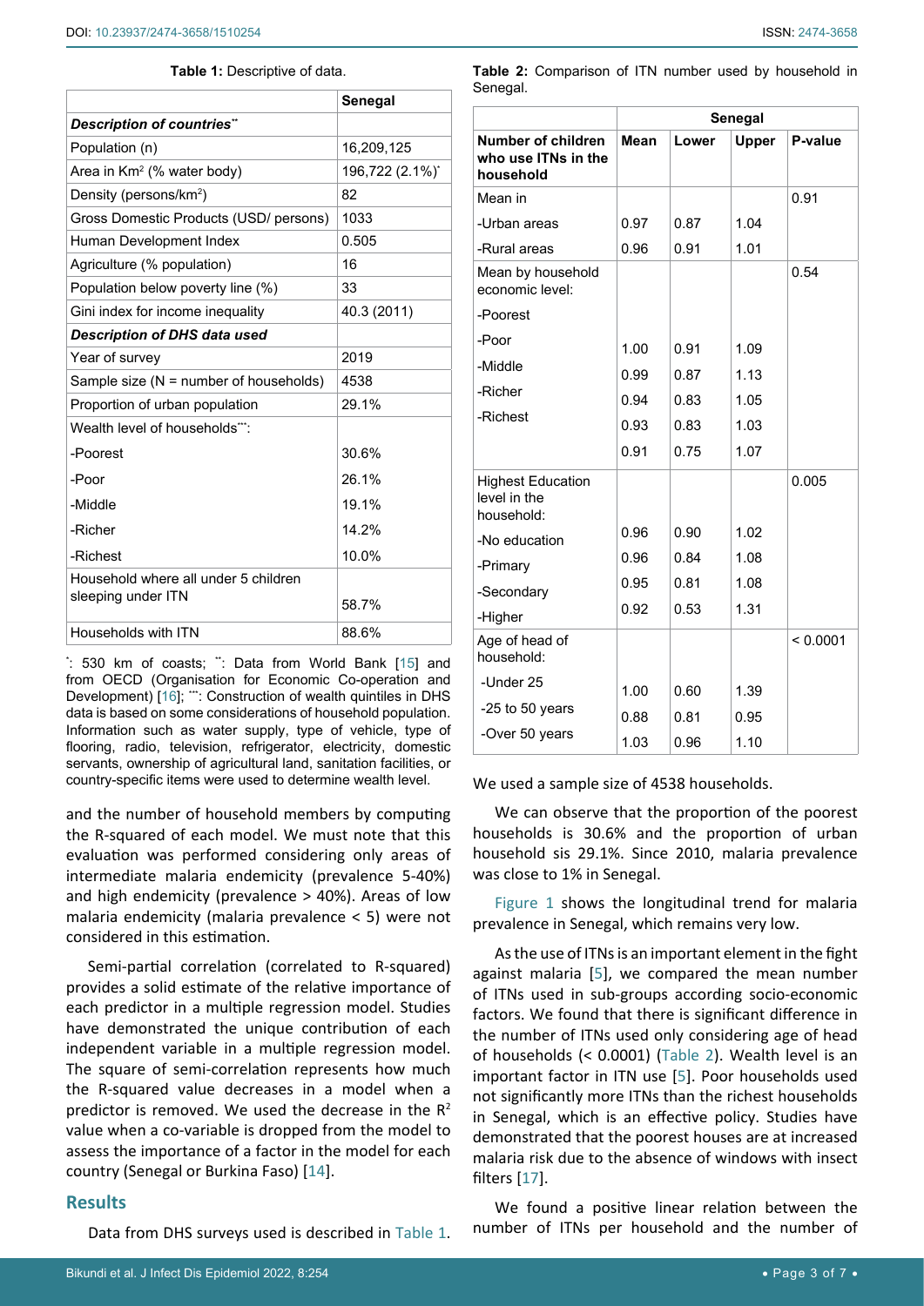**Table 1:** Descriptive of data.

| | Senegal |
|---|---|
| ***Description of countries***** | |
| Population (n) | 16,209,125 |
| Area in Km² (% water body) | 196,722 (2.1%)* |
| Density (persons/km²) | 82 |
| Gross Domestic Products (USD/ persons) | 1033 |
| Human Development Index | 0.505 |
| Agriculture (% population) | 16 |
| Population below poverty line (%) | 33 |
| Gini index for income inequality | 40.3 (2011) |
| ***Description of DHS data used*** | |
| Year of survey | 2019 |
| Sample size (N = number of households) | 4538 |
| Proportion of urban population | 29.1% |
| Wealth level of households***: | |
| -Poorest | 30.6% |
| -Poor | 26.1% |
| -Middle | 19.1% |
| -Richer | 14.2% |
| -Richest | 10.0% |
| Household where all under 5 children sleeping under ITN | 58.7% |
| Households with ITN | 88.6% |

*: 530 km of coasts; **: Data from World Bank [15] and from OECD (Organisation for Economic Co-operation and Development) [16]; ***: Construction of wealth quintiles in DHS data is based on some considerations of household population. Information such as water supply, type of vehicle, type of flooring, radio, television, refrigerator, electricity, domestic servants, ownership of agricultural land, sanitation facilities, or country-specific items were used to determine wealth level.

and the number of household members by computing the R-squared of each model. We must note that this evaluation was performed considering only areas of intermediate malaria endemicity (prevalence 5-40%) and high endemicity (prevalence > 40%). Areas of low malaria endemicity (malaria prevalence < 5) were not considered in this estimation.

Semi-partial correlation (correlated to R-squared) provides a solid estimate of the relative importance of each predictor in a multiple regression model. Studies have demonstrated the unique contribution of each independent variable in a multiple regression model. The square of semi-correlation represents how much the R-squared value decreases in a model when a predictor is removed. We used the decrease in the $R^2$ value when a co-variable is dropped from the model to assess the importance of a factor in the model for each country (Senegal or Burkina Faso) [14].

## Results

Data from DHS surveys used is described in Table 1.

**Table 2:** Comparison of ITN number used by household in Senegal.

| | Senegal | | | |
|---|---|---|---|---|
| **Number of children who use ITNs in the household** | **Mean** | **Lower** | **Upper** | **P-value** |
| Mean in | | | | 0.91 |
| -Urban areas | 0.97 | 0.87 | 1.04 | |
| -Rural areas | 0.96 | 0.91 | 1.01 | |
| Mean by household economic level: | | | | 0.54 |
| -Poorest | 1.00 | 0.91 | 1.09 | |
| -Poor | 0.99 | 0.87 | 1.13 | |
| -Middle | 0.94 | 0.83 | 1.05 | |
| -Richer | 0.93 | 0.83 | 1.03 | |
| -Richest | 0.91 | 0.75 | 1.07 | |
| Highest Education level in the household: | | | | 0.005 |
| -No education | 0.96 | 0.90 | 1.02 | |
| -Primary | 0.96 | 0.84 | 1.08 | |
| -Secondary | 0.95 | 0.81 | 1.08 | |
| -Higher | 0.92 | 0.53 | 1.31 | |
| Age of head of household: | | | | < 0.0001 |
| -Under 25 | 1.00 | 0.60 | 1.39 | |
| -25 to 50 years | 0.88 | 0.81 | 0.95 | |
| -Over 50 years | 1.03 | 0.96 | 1.10 | |

We used a sample size of 4538 households.

We can observe that the proportion of the poorest households is 30.6% and the proportion of urban household sis 29.1%. Since 2010, malaria prevalence was close to 1% in Senegal.

Figure 1 shows the longitudinal trend for malaria prevalence in Senegal, which remains very low.

As the use of ITNs is an important element in the fight against malaria [5], we compared the mean number of ITNs used in sub-groups according socio-economic factors. We found that there is significant difference in the number of ITNs used only considering age of head of households (< 0.0001) (Table 2). Wealth level is an important factor in ITN use [5]. Poor households used not significantly more ITNs than the richest households in Senegal, which is an effective policy. Studies have demonstrated that the poorest houses are at increased malaria risk due to the absence of windows with insect filters [17].

We found a positive linear relation between the number of ITNs per household and the number of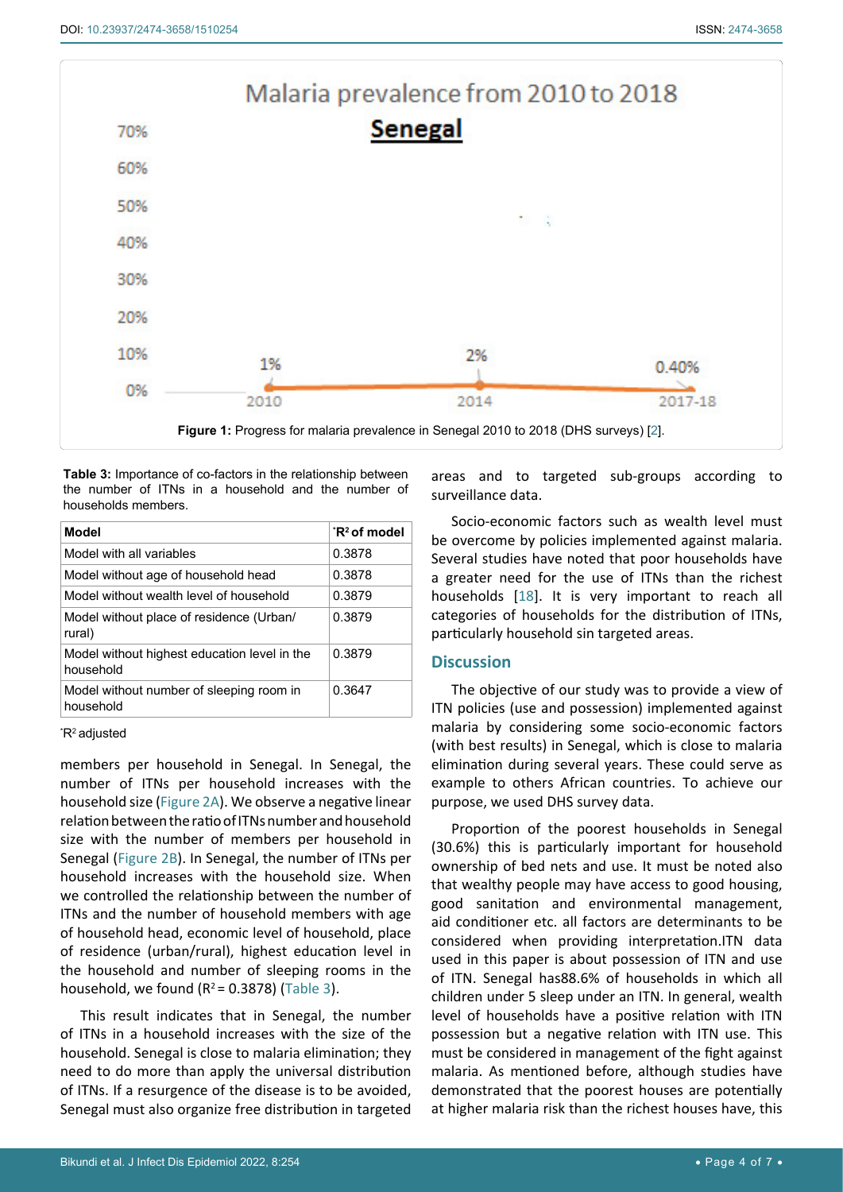Figure 1: Progress for malaria prevalence in Senegal 2010 to 2018 (DHS surveys) [2].

**Table 3:** Importance of co-factors in the relationship between the number of ITNs in a household and the number of households members.

| Model | *$R^2$ of model |
|---|---|
| Model with all variables | 0.3878 |
| Model without age of household head | 0.3878 |
| Model without wealth level of household | 0.3879 |
| Model without place of residence (Urban/rural) | 0.3879 |
| Model without highest education level in the household | 0.3879 |
| Model without number of sleeping room in household | 0.3647 |

*$R^2$ adjusted

members per household in Senegal. In Senegal, the number of ITNs per household increases with the household size (Figure 2A). We observe a negative linear relation between the ratio of ITNs number and household size with the number of members per household in Senegal (Figure 2B). In Senegal, the number of ITNs per household increases with the household size. When we controlled the relationship between the number of ITNs and the number of household members with age of household head, economic level of household, place of residence (urban/rural), highest education level in the household and number of sleeping rooms in the household, we found ($R^2 = 0.3878$) (Table 3).

This result indicates that in Senegal, the number of ITNs in a household increases with the size of the household. Senegal is close to malaria elimination; they need to do more than apply the universal distribution of ITNs. If a resurgence of the disease is to be avoided, Senegal must also organize free distribution in targeted areas and to targeted sub-groups according to surveillance data.

Socio-economic factors such as wealth level must be overcome by policies implemented against malaria. Several studies have noted that poor households have a greater need for the use of ITNs than the richest households [18]. It is very important to reach all categories of households for the distribution of ITNs, particularly household sin targeted areas.

## Discussion

The objective of our study was to provide a view of ITN policies (use and possession) implemented against malaria by considering some socio-economic factors (with best results) in Senegal, which is close to malaria elimination during several years. These could serve as example to others African countries. To achieve our purpose, we used DHS survey data.

Proportion of the poorest households in Senegal (30.6%) this is particularly important for household ownership of bed nets and use. It must be noted also that wealthy people may have access to good housing, good sanitation and environmental management, aid conditioner etc. all factors are determinants to be considered when providing interpretation.ITN data used in this paper is about possession of ITN and use of ITN. Senegal has88.6% of households in which all children under 5 sleep under an ITN. In general, wealth level of households have a positive relation with ITN possession but a negative relation with ITN use. This must be considered in management of the fight against malaria. As mentioned before, although studies have demonstrated that the poorest houses are potentially at higher malaria risk than the richest houses have, this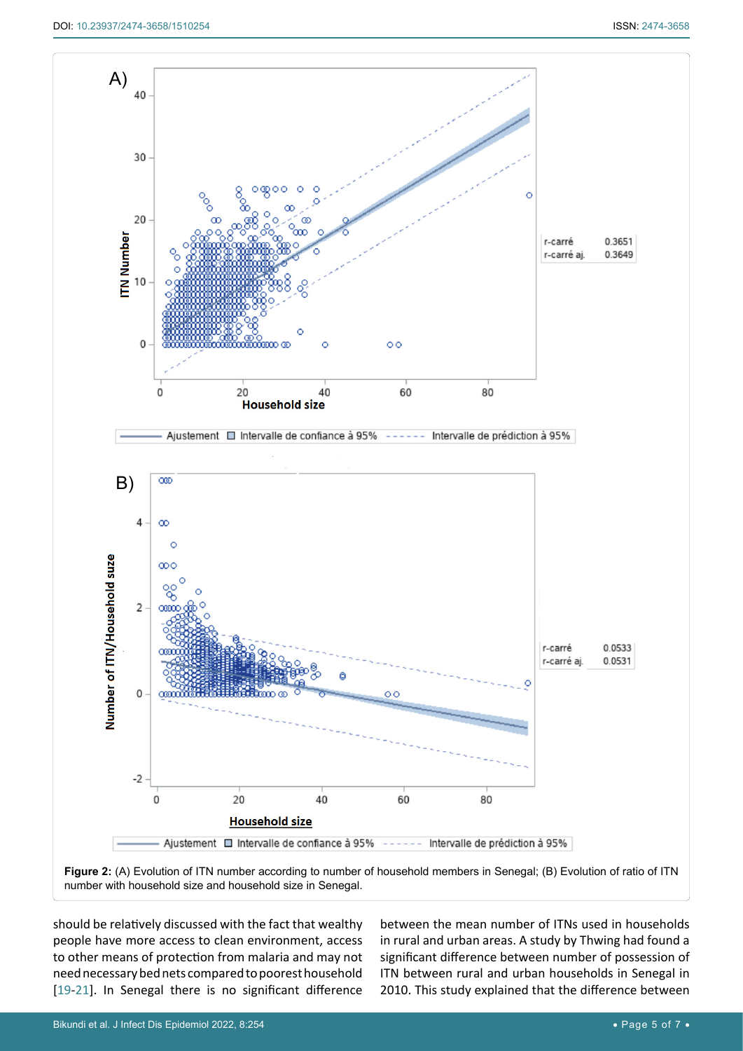**Figure 2:** (A) Evolution of ITN number according to number of household members in Senegal; (B) Evolution of ratio of ITN number with household size and household size in Senegal.

should be relatively discussed with the fact that wealthy people have more access to clean environment, access to other means of protection from malaria and may not need necessary bed nets compared to poorest household [19-21]. In Senegal there is no significant difference between the mean number of ITNs used in households in rural and urban areas. A study by Thwing had found a significant difference between number of possession of ITN between rural and urban households in Senegal in 2010. This study explained that the difference between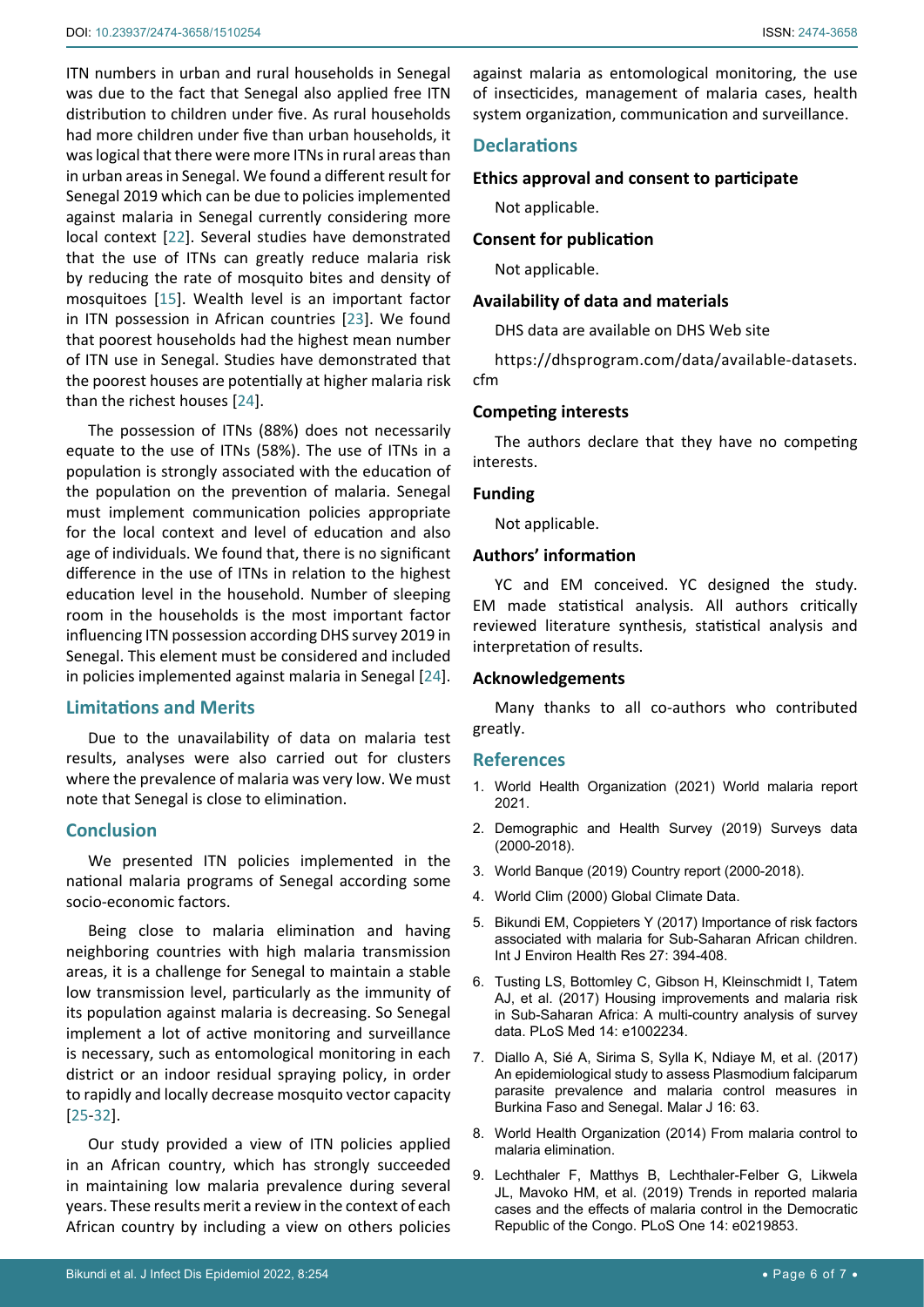ITN numbers in urban and rural households in Senegal was due to the fact that Senegal also applied free ITN distribution to children under five. As rural households had more children under five than urban households, it was logical that there were more ITNs in rural areas than in urban areas in Senegal. We found a different result for Senegal 2019 which can be due to policies implemented against malaria in Senegal currently considering more local context [22]. Several studies have demonstrated that the use of ITNs can greatly reduce malaria risk by reducing the rate of mosquito bites and density of mosquitoes [15]. Wealth level is an important factor in ITN possession in African countries [23]. We found that poorest households had the highest mean number of ITN use in Senegal. Studies have demonstrated that the poorest houses are potentially at higher malaria risk than the richest houses [24].

The possession of ITNs (88%) does not necessarily equate to the use of ITNs (58%). The use of ITNs in a population is strongly associated with the education of the population on the prevention of malaria. Senegal must implement communication policies appropriate for the local context and level of education and also age of individuals. We found that, there is no significant difference in the use of ITNs in relation to the highest education level in the household. Number of sleeping room in the households is the most important factor influencing ITN possession according DHS survey 2019 in Senegal. This element must be considered and included in policies implemented against malaria in Senegal [24].

## Limitations and Merits

Due to the unavailability of data on malaria test results, analyses were also carried out for clusters where the prevalence of malaria was very low. We must note that Senegal is close to elimination.

## Conclusion

We presented ITN policies implemented in the national malaria programs of Senegal according some socio-economic factors.

Being close to malaria elimination and having neighboring countries with high malaria transmission areas, it is a challenge for Senegal to maintain a stable low transmission level, particularly as the immunity of its population against malaria is decreasing. So Senegal implement a lot of active monitoring and surveillance is necessary, such as entomological monitoring in each district or an indoor residual spraying policy, in order to rapidly and locally decrease mosquito vector capacity [25-32].

Our study provided a view of ITN policies applied in an African country, which has strongly succeeded in maintaining low malaria prevalence during several years. These results merit a review in the context of each African country by including a view on others policies against malaria as entomological monitoring, the use of insecticides, management of malaria cases, health system organization, communication and surveillance.

## Declarations

### Ethics approval and consent to participate

Not applicable.

### Consent for publication

Not applicable.

### Availability of data and materials

DHS data are available on DHS Web site

https://dhsprogram.com/data/available-datasets.cfm

### Competing interests

The authors declare that they have no competing interests.

### Funding

Not applicable.

### Authors' information

YC and EM conceived. YC designed the study. EM made statistical analysis. All authors critically reviewed literature synthesis, statistical analysis and interpretation of results.

### Acknowledgements

Many thanks to all co-authors who contributed greatly.

## References

1. World Health Organization (2021) World malaria report 2021.
2. Demographic and Health Survey (2019) Surveys data (2000-2018).
3. World Banque (2019) Country report (2000-2018).
4. World Clim (2000) Global Climate Data.
5. Bikundi EM, Coppieters Y (2017) Importance of risk factors associated with malaria for Sub-Saharan African children. Int J Environ Health Res 27: 394-408.
6. Tusting LS, Bottomley C, Gibson H, Kleinschmidt I, Tatem AJ, et al. (2017) Housing improvements and malaria risk in Sub-Saharan Africa: A multi-country analysis of survey data. PLoS Med 14: e1002234.
7. Diallo A, Sié A, Sirima S, Sylla K, Ndiaye M, et al. (2017) An epidemiological study to assess Plasmodium falciparum parasite prevalence and malaria control measures in Burkina Faso and Senegal. Malar J 16: 63.
8. World Health Organization (2014) From malaria control to malaria elimination.
9. Lechthaler F, Matthys B, Lechthaler-Felber G, Likwela JL, Mavoko HM, et al. (2019) Trends in reported malaria cases and the effects of malaria control in the Democratic Republic of the Congo. PLoS One 14: e0219853.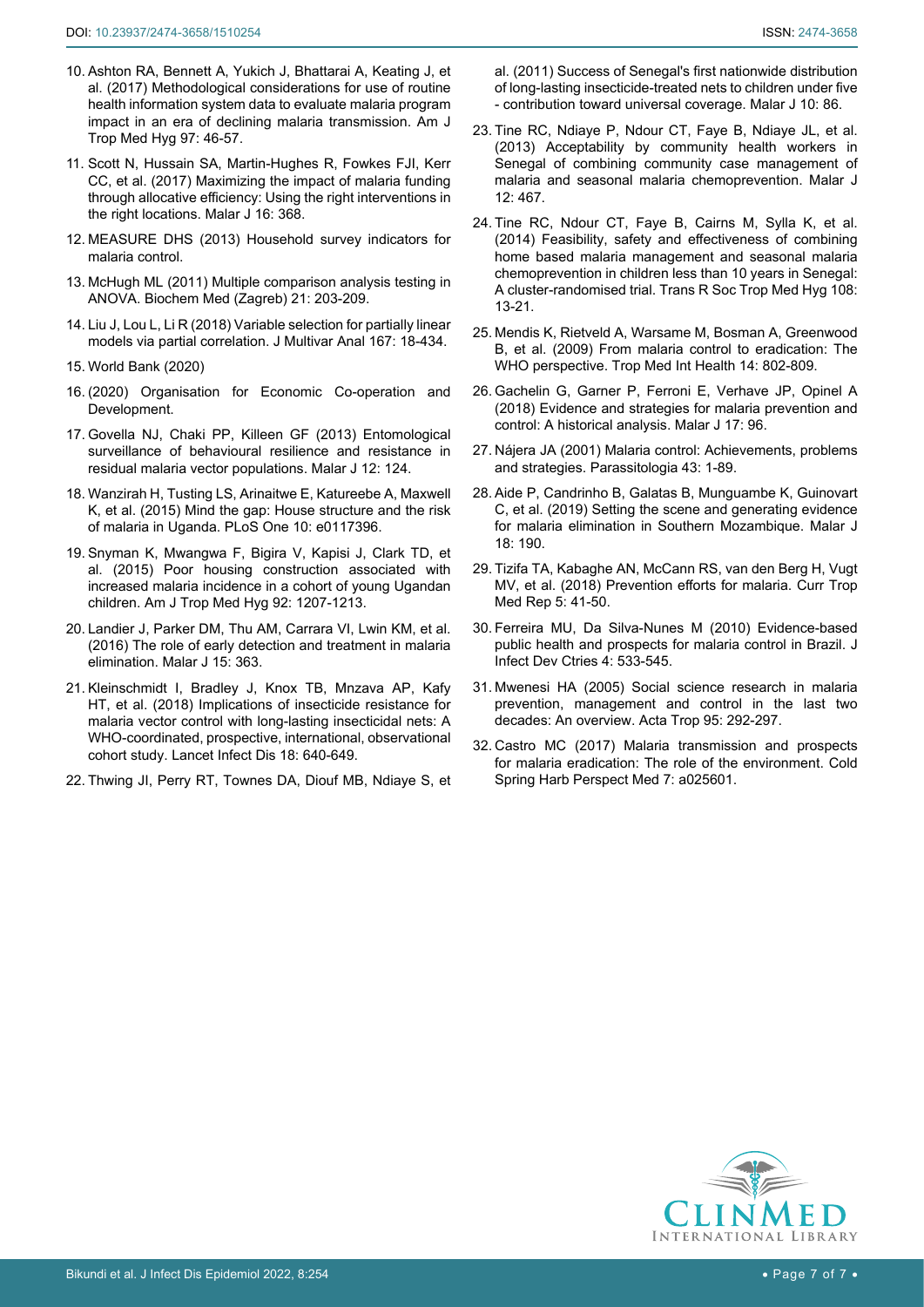10. Ashton RA, Bennett A, Yukich J, Bhattarai A, Keating J, et al. (2017) Methodological considerations for use of routine health information system data to evaluate malaria program impact in an era of declining malaria transmission. Am J Trop Med Hyg 97: 46-57.

11. Scott N, Hussain SA, Martin-Hughes R, Fowkes FJI, Kerr CC, et al. (2017) Maximizing the impact of malaria funding through allocative efficiency: Using the right interventions in the right locations. Malar J 16: 368.

12. MEASURE DHS (2013) Household survey indicators for malaria control.

13. McHugh ML (2011) Multiple comparison analysis testing in ANOVA. Biochem Med (Zagreb) 21: 203-209.

14. Liu J, Lou L, Li R (2018) Variable selection for partially linear models via partial correlation. J Multivar Anal 167: 18-434.

15. World Bank (2020)

16. (2020) Organisation for Economic Co-operation and Development.

17. Govella NJ, Chaki PP, Killeen GF (2013) Entomological surveillance of behavioural resilience and resistance in residual malaria vector populations. Malar J 12: 124.

18. Wanzirah H, Tusting LS, Arinaitwe E, Katureebe A, Maxwell K, et al. (2015) Mind the gap: House structure and the risk of malaria in Uganda. PLoS One 10: e0117396.

19. Snyman K, Mwangwa F, Bigira V, Kapisi J, Clark TD, et al. (2015) Poor housing construction associated with increased malaria incidence in a cohort of young Ugandan children. Am J Trop Med Hyg 92: 1207-1213.

20. Landier J, Parker DM, Thu AM, Carrara VI, Lwin KM, et al. (2016) The role of early detection and treatment in malaria elimination. Malar J 15: 363.

21. Kleinschmidt I, Bradley J, Knox TB, Mnzava AP, Kafy HT, et al. (2018) Implications of insecticide resistance for malaria vector control with long-lasting insecticidal nets: A WHO-coordinated, prospective, international, observational cohort study. Lancet Infect Dis 18: 640-649.

22. Thwing JI, Perry RT, Townes DA, Diouf MB, Ndiaye S, et al. (2011) Success of Senegal's first nationwide distribution of long-lasting insecticide-treated nets to children under five - contribution toward universal coverage. Malar J 10: 86.

23. Tine RC, Ndiaye P, Ndour CT, Faye B, Ndiaye JL, et al. (2013) Acceptability by community health workers in Senegal of combining community case management of malaria and seasonal malaria chemoprevention. Malar J 12: 467.

24. Tine RC, Ndour CT, Faye B, Cairns M, Sylla K, et al. (2014) Feasibility, safety and effectiveness of combining home based malaria management and seasonal malaria chemoprevention in children less than 10 years in Senegal: A cluster-randomised trial. Trans R Soc Trop Med Hyg 108: 13-21.

25. Mendis K, Rietveld A, Warsame M, Bosman A, Greenwood B, et al. (2009) From malaria control to eradication: The WHO perspective. Trop Med Int Health 14: 802-809.

26. Gachelin G, Garner P, Ferroni E, Verhave JP, Opinel A (2018) Evidence and strategies for malaria prevention and control: A historical analysis. Malar J 17: 96.

27. Nájera JA (2001) Malaria control: Achievements, problems and strategies. Parassitologia 43: 1-89.

28. Aide P, Candrinho B, Galatas B, Munguambe K, Guinovart C, et al. (2019) Setting the scene and generating evidence for malaria elimination in Southern Mozambique. Malar J 18: 190.

29. Tizifa TA, Kabaghe AN, McCann RS, van den Berg H, Vugt MV, et al. (2018) Prevention efforts for malaria. Curr Trop Med Rep 5: 41-50.

30. Ferreira MU, Da Silva-Nunes M (2010) Evidence-based public health and prospects for malaria control in Brazil. J Infect Dev Ctries 4: 533-545.

31. Mwenesi HA (2005) Social science research in malaria prevention, management and control in the last two decades: An overview. Acta Trop 95: 292-297.

32. Castro MC (2017) Malaria transmission and prospects for malaria eradication: The role of the environment. Cold Spring Harb Perspect Med 7: a025601.